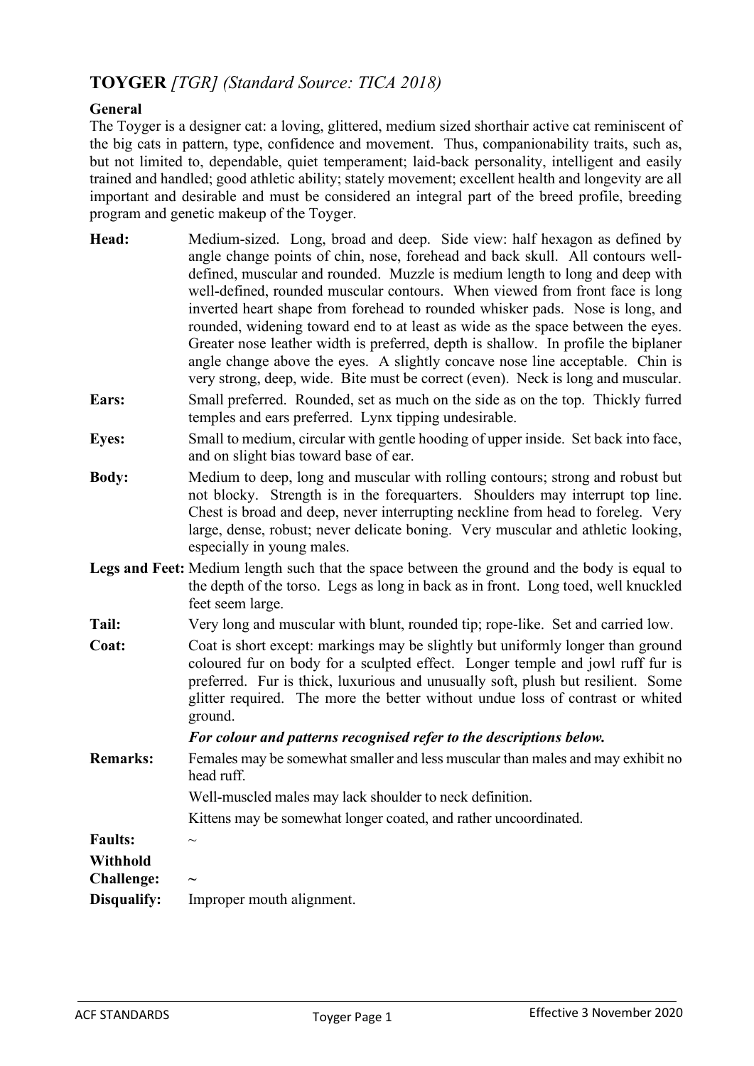## TOYGER *[TGR] (Standard Source: TICA 2018)*

**General**

The Toyger is a designer cat: a loving, glittered, medium sized shorthair active cat reminiscent of the big cats in pattern, type, confidence and movement. Thus, companionability traits, such as, but not limited to, dependable, quiet temperament; laid-back personality, intelligent and easily trained and handled; good athletic ability; stately movement; excellent health and longevity are all important and desirable and must be considered an integral part of the breed profile, breeding program and genetic makeup of the Toyger.

**Head:** Medium-sized. Long, broad and deep. Side view: half hexagon as defined by angle change points of chin, nose, forehead and back skull. All contours well-defined, muscular and rounded. Muzzle is medium length to long and deep with well-defined, rounded muscular contours. When viewed from front face is long inverted heart shape from forehead to rounded whisker pads. Nose is long, and rounded, widening toward end to at least as wide as the space between the eyes. Greater nose leather width is preferred, depth is shallow. In profile the biplaner angle change above the eyes. A slightly concave nose line acceptable. Chin is very strong, deep, wide. Bite must be correct (even). Neck is long and muscular.

**Ears:** Small preferred. Rounded, set as much on the side as on the top. Thickly furred temples and ears preferred. Lynx tipping undesirable.

**Eyes:** Small to medium, circular with gentle hooding of upper inside. Set back into face, and on slight bias toward base of ear.

**Body:** Medium to deep, long and muscular with rolling contours; strong and robust but not blocky. Strength is in the forequarters. Shoulders may interrupt top line. Chest is broad and deep, never interrupting neckline from head to foreleg. Very large, dense, robust; never delicate boning. Very muscular and athletic looking, especially in young males.

**Legs and Feet:** Medium length such that the space between the ground and the body is equal to the depth of the torso. Legs as long in back as in front. Long toed, well knuckled feet seem large.

**Tail:** Very long and muscular with blunt, rounded tip; rope-like. Set and carried low.

**Coat:** Coat is short except: markings may be slightly but uniformly longer than ground coloured fur on body for a sculpted effect. Longer temple and jowl ruff fur is preferred. Fur is thick, luxurious and unusually soft, plush but resilient. Some glitter required. The more the better without undue loss of contrast or whited ground.

***For colour and patterns recognised refer to the descriptions below.***

**Remarks:** Females may be somewhat smaller and less muscular than males and may exhibit no head ruff.

Well-muscled males may lack shoulder to neck definition.

Kittens may be somewhat longer coated, and rather uncoordinated.

**Faults:** ~

**Withhold Challenge:** ~

**Disqualify:** Improper mouth alignment.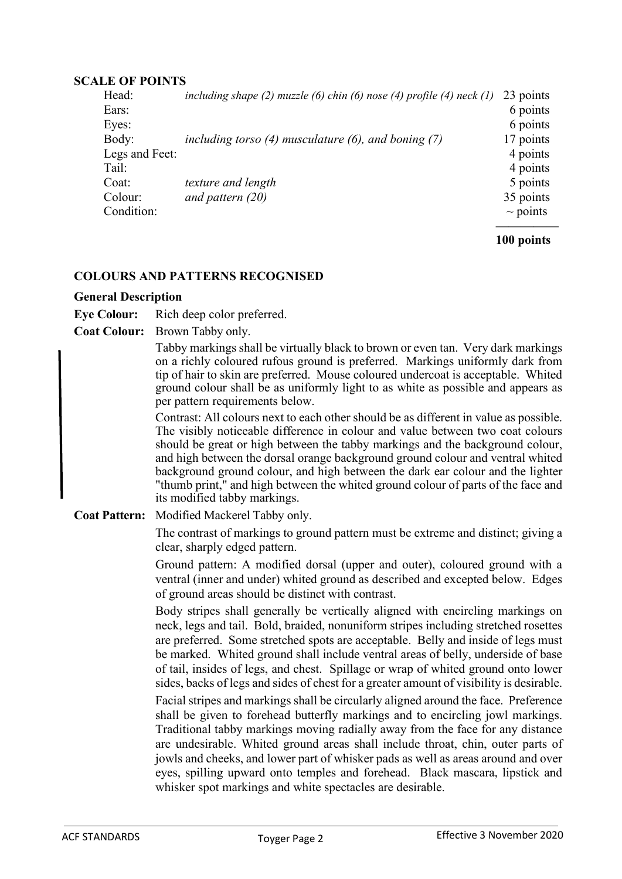**SCALE OF POINTS**

| | | |
|---|---|---|
| Head: | *including shape (2) muzzle (6) chin (6) nose (4) profile (4) neck (1)* | 23 points |
| Ears: | | 6 points |
| Eyes: | | 6 points |
| Body: | *including torso (4) musculature (6), and boning (7)* | 17 points |
| Legs and Feet: | | 4 points |
| Tail: | | 4 points |
| Coat: | *texture and length* | 5 points |
| Colour: | *and pattern (20)* | 35 points |
| Condition: | | ~ points |
| | | **100 points** |

**COLOURS AND PATTERNS RECOGNISED**

**General Description**

**Eye Colour:** Rich deep color preferred.

**Coat Colour:** Brown Tabby only.

Tabby markings shall be virtually black to brown or even tan. Very dark markings on a richly coloured rufous ground is preferred. Markings uniformly dark from tip of hair to skin are preferred. Mouse coloured undercoat is acceptable. Whited ground colour shall be as uniformly light to as white as possible and appears as per pattern requirements below.

Contrast: All colours next to each other should be as different in value as possible. The visibly noticeable difference in colour and value between two coat colours should be great or high between the tabby markings and the background colour, and high between the dorsal orange background ground colour and ventral whited background ground colour, and high between the dark ear colour and the lighter "thumb print," and high between the whited ground colour of parts of the face and its modified tabby markings.

**Coat Pattern:** Modified Mackerel Tabby only.

The contrast of markings to ground pattern must be extreme and distinct; giving a clear, sharply edged pattern.

Ground pattern: A modified dorsal (upper and outer), coloured ground with a ventral (inner and under) whited ground as described and excepted below. Edges of ground areas should be distinct with contrast.

Body stripes shall generally be vertically aligned with encircling markings on neck, legs and tail. Bold, braided, nonuniform stripes including stretched rosettes are preferred. Some stretched spots are acceptable. Belly and inside of legs must be marked. Whited ground shall include ventral areas of belly, underside of base of tail, insides of legs, and chest. Spillage or wrap of whited ground onto lower sides, backs of legs and sides of chest for a greater amount of visibility is desirable.

Facial stripes and markings shall be circularly aligned around the face. Preference shall be given to forehead butterfly markings and to encircling jowl markings. Traditional tabby markings moving radially away from the face for any distance are undesirable. Whited ground areas shall include throat, chin, outer parts of jowls and cheeks, and lower part of whisker pads as well as areas around and over eyes, spilling upward onto temples and forehead. Black mascara, lipstick and whisker spot markings and white spectacles are desirable.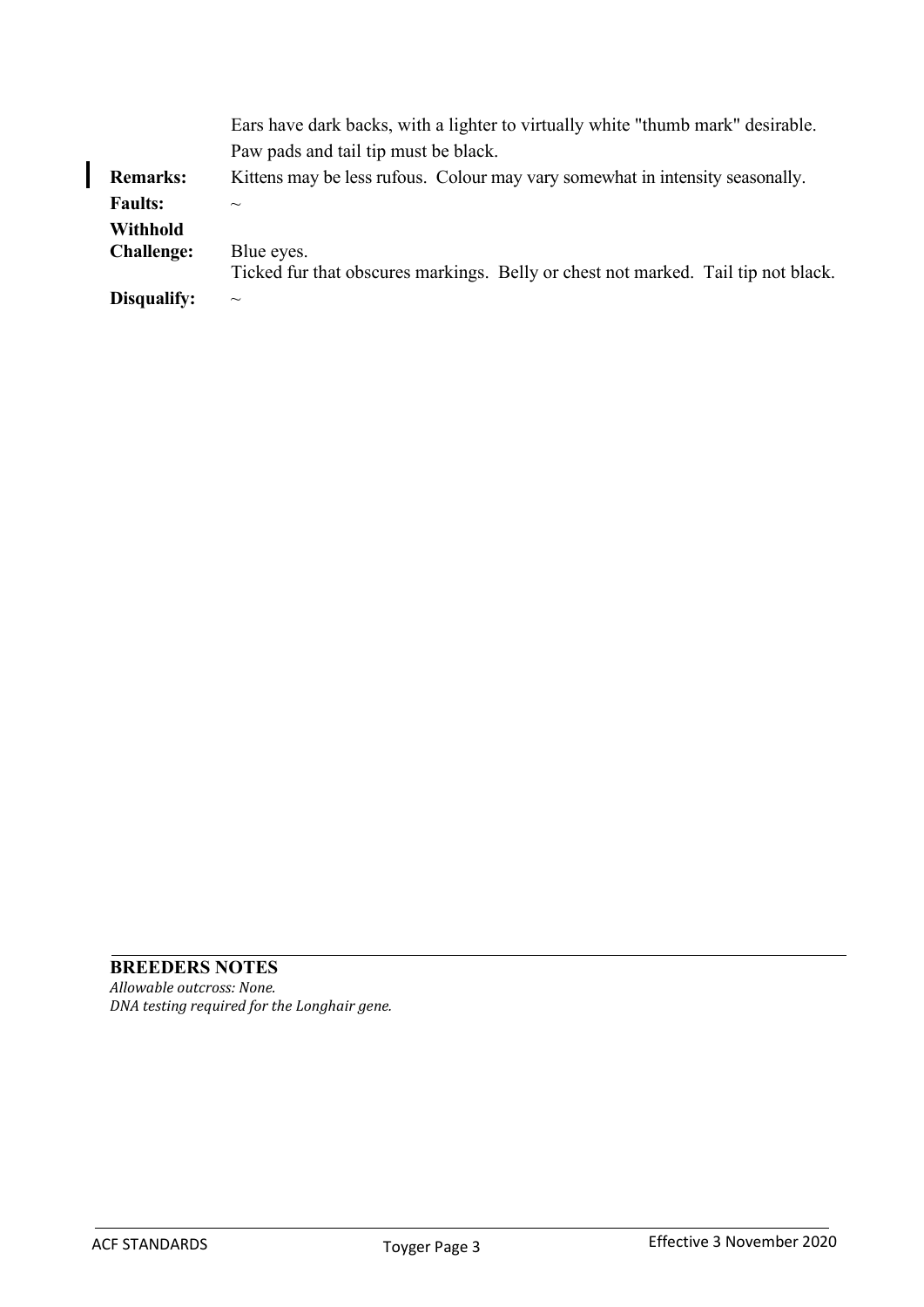Ears have dark backs, with a lighter to virtually white "thumb mark" desirable.
Paw pads and tail tip must be black.

**Remarks:** Kittens may be less rufous. Colour may vary somewhat in intensity seasonally.

**Faults:** ~

**Withhold Challenge:** Blue eyes.
Ticked fur that obscures markings. Belly or chest not marked. Tail tip not black.

**Disqualify:** ~

**BREEDERS NOTES**

*Allowable outcross: None.*
*DNA testing required for the Longhair gene.*